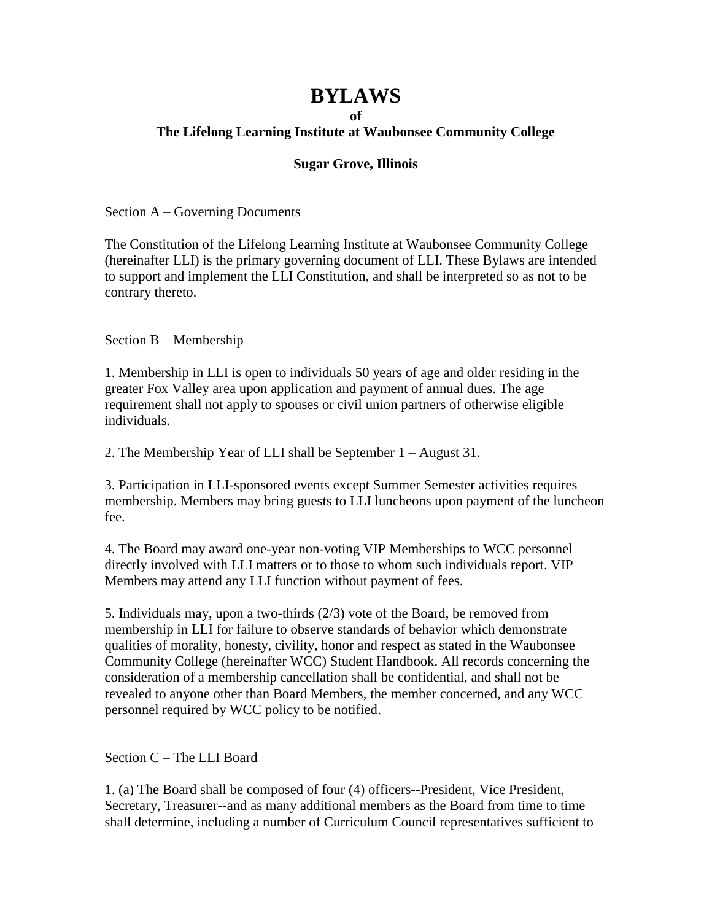# BYLAWS

**of**

**The Lifelong Learning Institute at Waubonsee Community College**

**Sugar Grove, Illinois**

Section A – Governing Documents

The Constitution of the Lifelong Learning Institute at Waubonsee Community College (hereinafter LLI) is the primary governing document of LLI. These Bylaws are intended to support and implement the LLI Constitution, and shall be interpreted so as not to be contrary thereto.

Section B – Membership

1. Membership in LLI is open to individuals 50 years of age and older residing in the greater Fox Valley area upon application and payment of annual dues. The age requirement shall not apply to spouses or civil union partners of otherwise eligible individuals.

2. The Membership Year of LLI shall be September 1 – August 31.

3. Participation in LLI-sponsored events except Summer Semester activities requires membership. Members may bring guests to LLI luncheons upon payment of the luncheon fee.

4. The Board may award one-year non-voting VIP Memberships to WCC personnel directly involved with LLI matters or to those to whom such individuals report. VIP Members may attend any LLI function without payment of fees.

5. Individuals may, upon a two-thirds (2/3) vote of the Board, be removed from membership in LLI for failure to observe standards of behavior which demonstrate qualities of morality, honesty, civility, honor and respect as stated in the Waubonsee Community College (hereinafter WCC) Student Handbook. All records concerning the consideration of a membership cancellation shall be confidential, and shall not be revealed to anyone other than Board Members, the member concerned, and any WCC personnel required by WCC policy to be notified.

Section C – The LLI Board

1. (a) The Board shall be composed of four (4) officers--President, Vice President, Secretary, Treasurer--and as many additional members as the Board from time to time shall determine, including a number of Curriculum Council representatives sufficient to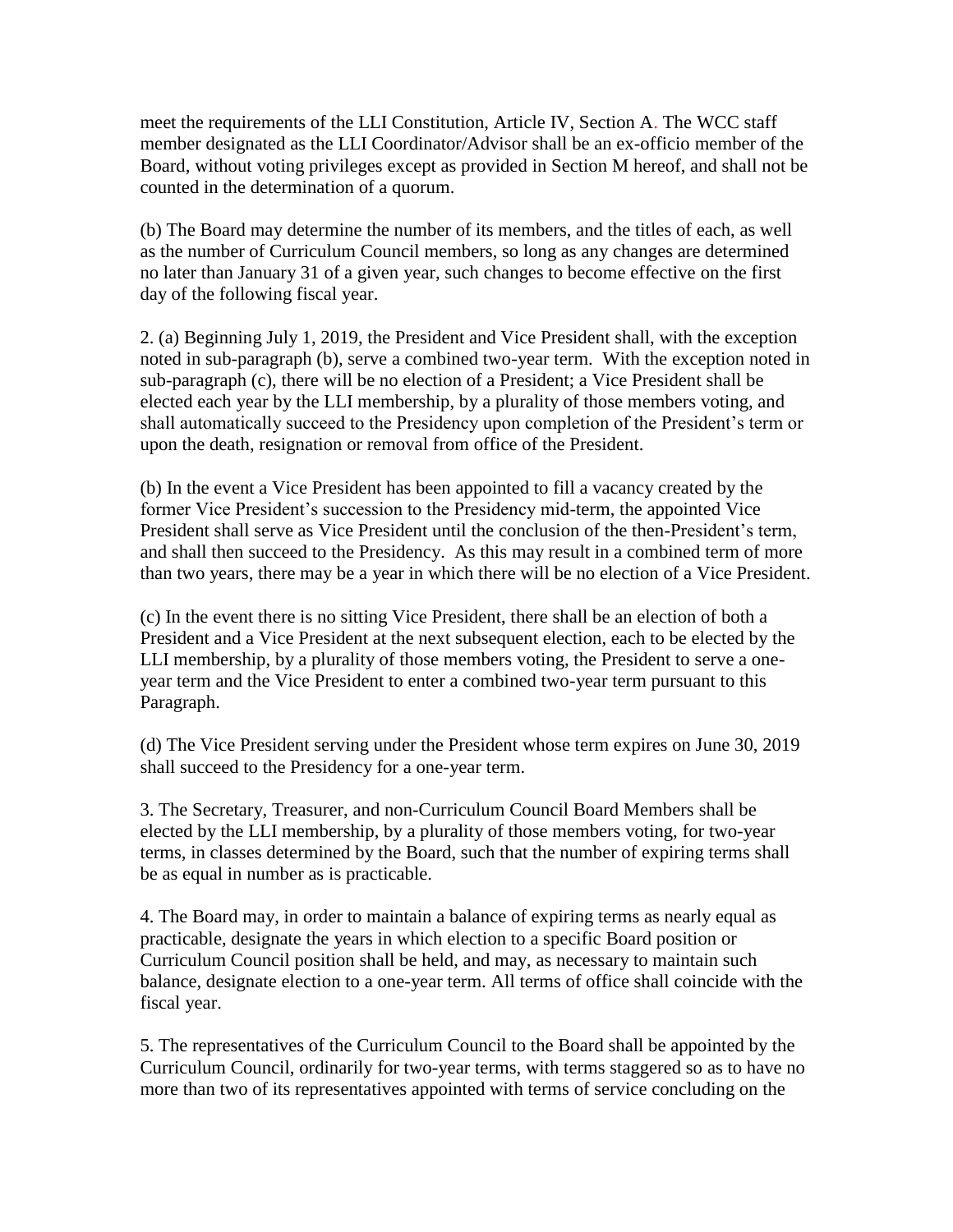meet the requirements of the LLI Constitution, Article IV, Section A. The WCC staff member designated as the LLI Coordinator/Advisor shall be an ex-officio member of the Board, without voting privileges except as provided in Section M hereof, and shall not be counted in the determination of a quorum.

(b) The Board may determine the number of its members, and the titles of each, as well as the number of Curriculum Council members, so long as any changes are determined no later than January 31 of a given year, such changes to become effective on the first day of the following fiscal year.

2. (a) Beginning July 1, 2019, the President and Vice President shall, with the exception noted in sub-paragraph (b), serve a combined two-year term. With the exception noted in sub-paragraph (c), there will be no election of a President; a Vice President shall be elected each year by the LLI membership, by a plurality of those members voting, and shall automatically succeed to the Presidency upon completion of the President's term or upon the death, resignation or removal from office of the President.

(b) In the event a Vice President has been appointed to fill a vacancy created by the former Vice President's succession to the Presidency mid-term, the appointed Vice President shall serve as Vice President until the conclusion of the then-President's term, and shall then succeed to the Presidency. As this may result in a combined term of more than two years, there may be a year in which there will be no election of a Vice President.

(c) In the event there is no sitting Vice President, there shall be an election of both a President and a Vice President at the next subsequent election, each to be elected by the LLI membership, by a plurality of those members voting, the President to serve a one-year term and the Vice President to enter a combined two-year term pursuant to this Paragraph.

(d) The Vice President serving under the President whose term expires on June 30, 2019 shall succeed to the Presidency for a one-year term.

3. The Secretary, Treasurer, and non-Curriculum Council Board Members shall be elected by the LLI membership, by a plurality of those members voting, for two-year terms, in classes determined by the Board, such that the number of expiring terms shall be as equal in number as is practicable.

4. The Board may, in order to maintain a balance of expiring terms as nearly equal as practicable, designate the years in which election to a specific Board position or Curriculum Council position shall be held, and may, as necessary to maintain such balance, designate election to a one-year term. All terms of office shall coincide with the fiscal year.

5. The representatives of the Curriculum Council to the Board shall be appointed by the Curriculum Council, ordinarily for two-year terms, with terms staggered so as to have no more than two of its representatives appointed with terms of service concluding on the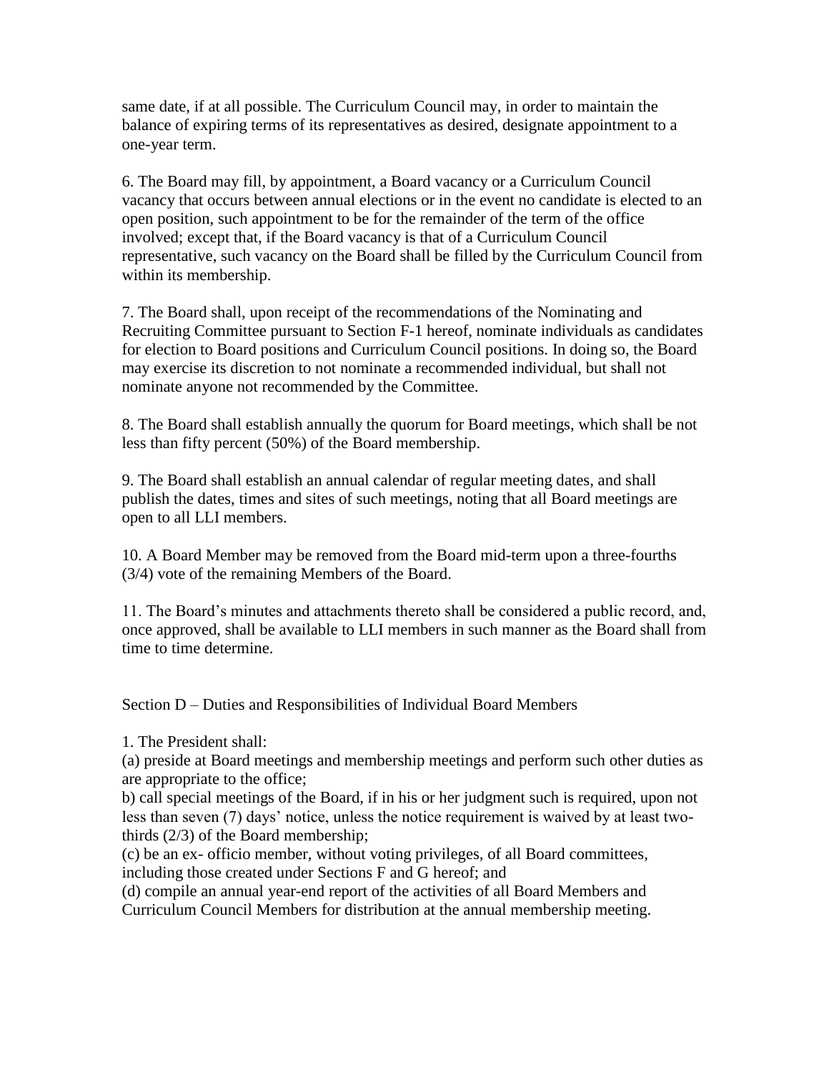same date, if at all possible. The Curriculum Council may, in order to maintain the balance of expiring terms of its representatives as desired, designate appointment to a one-year term.

6. The Board may fill, by appointment, a Board vacancy or a Curriculum Council vacancy that occurs between annual elections or in the event no candidate is elected to an open position, such appointment to be for the remainder of the term of the office involved; except that, if the Board vacancy is that of a Curriculum Council representative, such vacancy on the Board shall be filled by the Curriculum Council from within its membership.

7. The Board shall, upon receipt of the recommendations of the Nominating and Recruiting Committee pursuant to Section F-1 hereof, nominate individuals as candidates for election to Board positions and Curriculum Council positions. In doing so, the Board may exercise its discretion to not nominate a recommended individual, but shall not nominate anyone not recommended by the Committee.

8. The Board shall establish annually the quorum for Board meetings, which shall be not less than fifty percent (50%) of the Board membership.

9. The Board shall establish an annual calendar of regular meeting dates, and shall publish the dates, times and sites of such meetings, noting that all Board meetings are open to all LLI members.

10. A Board Member may be removed from the Board mid-term upon a three-fourths (3/4) vote of the remaining Members of the Board.

11. The Board's minutes and attachments thereto shall be considered a public record, and, once approved, shall be available to LLI members in such manner as the Board shall from time to time determine.

## Section D – Duties and Responsibilities of Individual Board Members

1. The President shall:
(a) preside at Board meetings and membership meetings and perform such other duties as are appropriate to the office;
b) call special meetings of the Board, if in his or her judgment such is required, upon not less than seven (7) days' notice, unless the notice requirement is waived by at least two-thirds (2/3) of the Board membership;
(c) be an ex- officio member, without voting privileges, of all Board committees, including those created under Sections F and G hereof; and
(d) compile an annual year-end report of the activities of all Board Members and Curriculum Council Members for distribution at the annual membership meeting.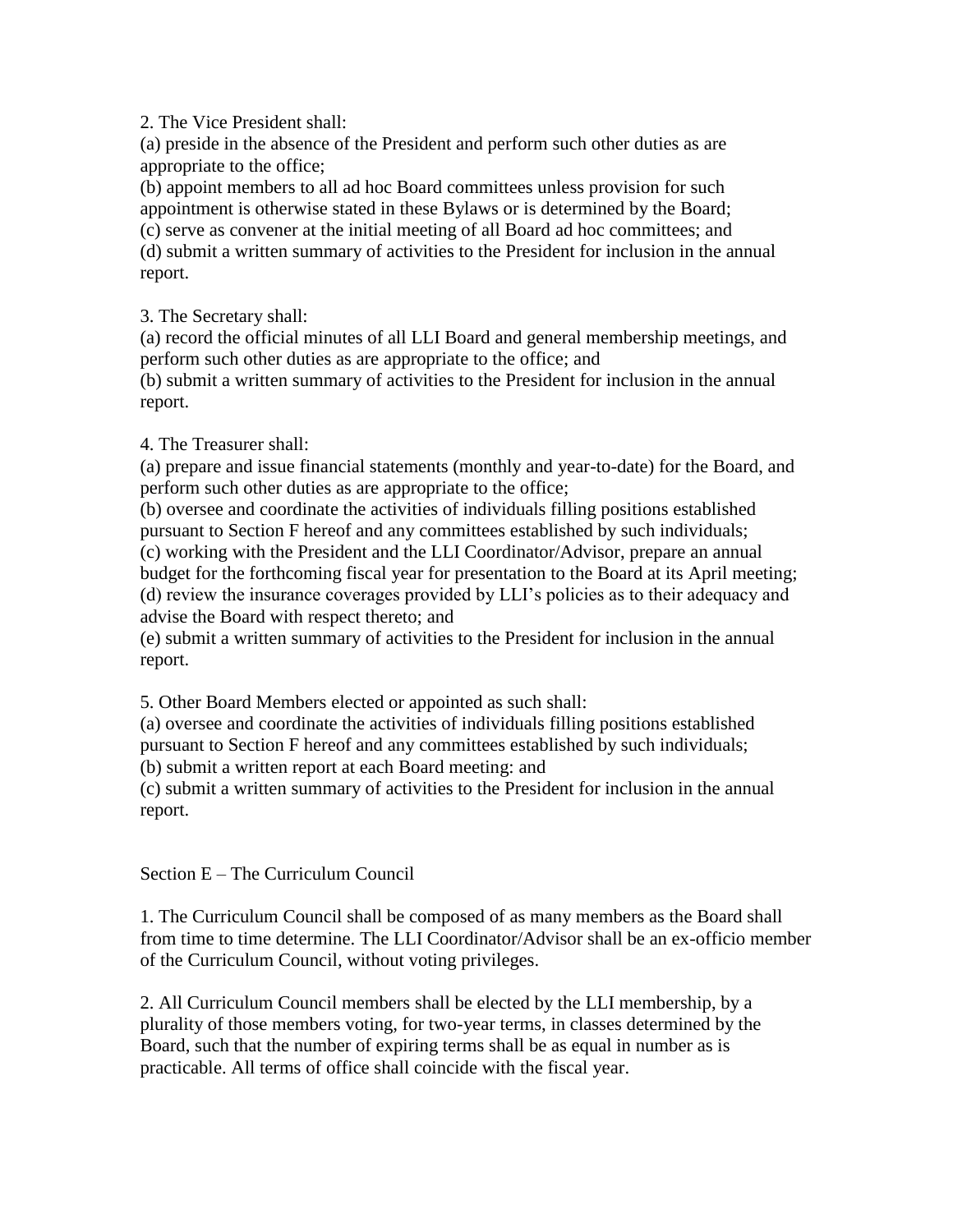2. The Vice President shall:
(a) preside in the absence of the President and perform such other duties as are appropriate to the office;
(b) appoint members to all ad hoc Board committees unless provision for such appointment is otherwise stated in these Bylaws or is determined by the Board;
(c) serve as convener at the initial meeting of all Board ad hoc committees; and
(d) submit a written summary of activities to the President for inclusion in the annual report.

3. The Secretary shall:
(a) record the official minutes of all LLI Board and general membership meetings, and perform such other duties as are appropriate to the office; and
(b) submit a written summary of activities to the President for inclusion in the annual report.

4. The Treasurer shall:
(a) prepare and issue financial statements (monthly and year-to-date) for the Board, and perform such other duties as are appropriate to the office;
(b) oversee and coordinate the activities of individuals filling positions established pursuant to Section F hereof and any committees established by such individuals;
(c) working with the President and the LLI Coordinator/Advisor, prepare an annual budget for the forthcoming fiscal year for presentation to the Board at its April meeting;
(d) review the insurance coverages provided by LLI's policies as to their adequacy and advise the Board with respect thereto; and
(e) submit a written summary of activities to the President for inclusion in the annual report.

5. Other Board Members elected or appointed as such shall:
(a) oversee and coordinate the activities of individuals filling positions established pursuant to Section F hereof and any committees established by such individuals;
(b) submit a written report at each Board meeting: and
(c) submit a written summary of activities to the President for inclusion in the annual report.

## Section E – The Curriculum Council

1. The Curriculum Council shall be composed of as many members as the Board shall from time to time determine. The LLI Coordinator/Advisor shall be an ex-officio member of the Curriculum Council, without voting privileges.

2. All Curriculum Council members shall be elected by the LLI membership, by a plurality of those members voting, for two-year terms, in classes determined by the Board, such that the number of expiring terms shall be as equal in number as is practicable. All terms of office shall coincide with the fiscal year.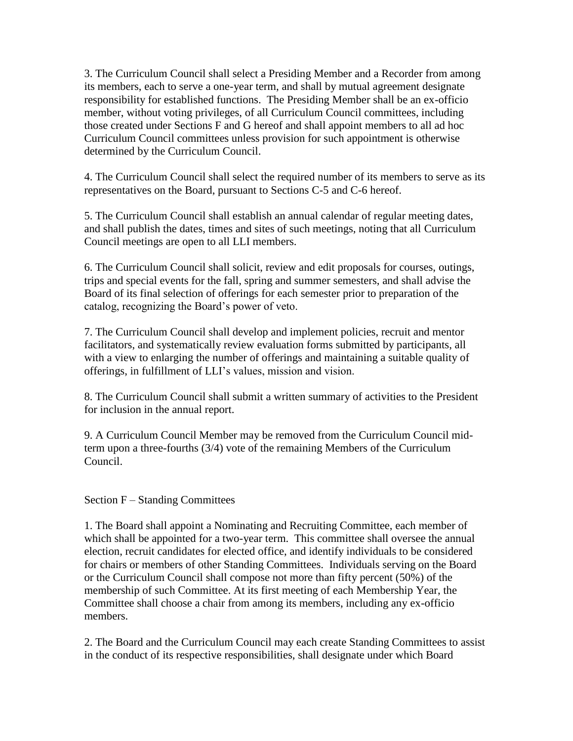3. The Curriculum Council shall select a Presiding Member and a Recorder from among its members, each to serve a one-year term, and shall by mutual agreement designate responsibility for established functions. The Presiding Member shall be an ex-officio member, without voting privileges, of all Curriculum Council committees, including those created under Sections F and G hereof and shall appoint members to all ad hoc Curriculum Council committees unless provision for such appointment is otherwise determined by the Curriculum Council.

4. The Curriculum Council shall select the required number of its members to serve as its representatives on the Board, pursuant to Sections C-5 and C-6 hereof.

5. The Curriculum Council shall establish an annual calendar of regular meeting dates, and shall publish the dates, times and sites of such meetings, noting that all Curriculum Council meetings are open to all LLI members.

6. The Curriculum Council shall solicit, review and edit proposals for courses, outings, trips and special events for the fall, spring and summer semesters, and shall advise the Board of its final selection of offerings for each semester prior to preparation of the catalog, recognizing the Board's power of veto.

7. The Curriculum Council shall develop and implement policies, recruit and mentor facilitators, and systematically review evaluation forms submitted by participants, all with a view to enlarging the number of offerings and maintaining a suitable quality of offerings, in fulfillment of LLI's values, mission and vision.

8. The Curriculum Council shall submit a written summary of activities to the President for inclusion in the annual report.

9. A Curriculum Council Member may be removed from the Curriculum Council mid-term upon a three-fourths (3/4) vote of the remaining Members of the Curriculum Council.

## Section F – Standing Committees

1. The Board shall appoint a Nominating and Recruiting Committee, each member of which shall be appointed for a two-year term. This committee shall oversee the annual election, recruit candidates for elected office, and identify individuals to be considered for chairs or members of other Standing Committees. Individuals serving on the Board or the Curriculum Council shall compose not more than fifty percent (50%) of the membership of such Committee. At its first meeting of each Membership Year, the Committee shall choose a chair from among its members, including any ex-officio members.

2. The Board and the Curriculum Council may each create Standing Committees to assist in the conduct of its respective responsibilities, shall designate under which Board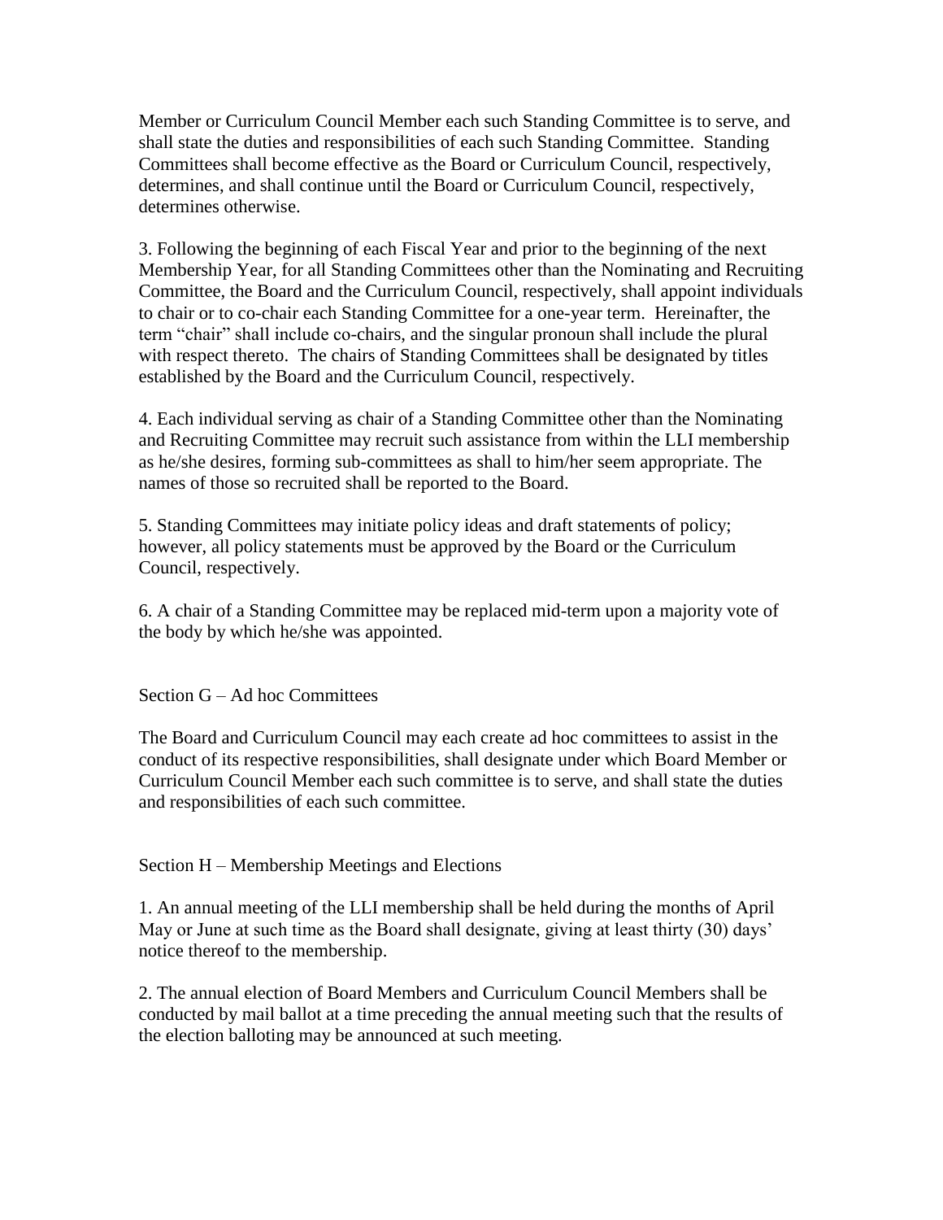Member or Curriculum Council Member each such Standing Committee is to serve, and shall state the duties and responsibilities of each such Standing Committee. Standing Committees shall become effective as the Board or Curriculum Council, respectively, determines, and shall continue until the Board or Curriculum Council, respectively, determines otherwise.

3. Following the beginning of each Fiscal Year and prior to the beginning of the next Membership Year, for all Standing Committees other than the Nominating and Recruiting Committee, the Board and the Curriculum Council, respectively, shall appoint individuals to chair or to co-chair each Standing Committee for a one-year term. Hereinafter, the term "chair" shall include co-chairs, and the singular pronoun shall include the plural with respect thereto. The chairs of Standing Committees shall be designated by titles established by the Board and the Curriculum Council, respectively.

4. Each individual serving as chair of a Standing Committee other than the Nominating and Recruiting Committee may recruit such assistance from within the LLI membership as he/she desires, forming sub-committees as shall to him/her seem appropriate. The names of those so recruited shall be reported to the Board.

5. Standing Committees may initiate policy ideas and draft statements of policy; however, all policy statements must be approved by the Board or the Curriculum Council, respectively.

6. A chair of a Standing Committee may be replaced mid-term upon a majority vote of the body by which he/she was appointed.

## Section G – Ad hoc Committees

The Board and Curriculum Council may each create ad hoc committees to assist in the conduct of its respective responsibilities, shall designate under which Board Member or Curriculum Council Member each such committee is to serve, and shall state the duties and responsibilities of each such committee.

## Section H – Membership Meetings and Elections

1. An annual meeting of the LLI membership shall be held during the months of April May or June at such time as the Board shall designate, giving at least thirty (30) days' notice thereof to the membership.

2. The annual election of Board Members and Curriculum Council Members shall be conducted by mail ballot at a time preceding the annual meeting such that the results of the election balloting may be announced at such meeting.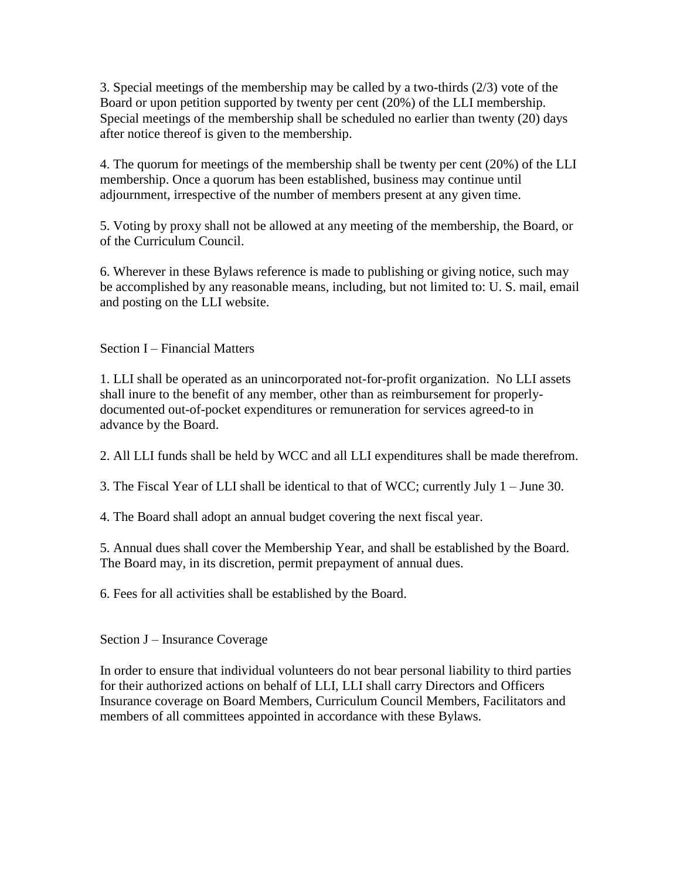3. Special meetings of the membership may be called by a two-thirds (2/3) vote of the Board or upon petition supported by twenty per cent (20%) of the LLI membership. Special meetings of the membership shall be scheduled no earlier than twenty (20) days after notice thereof is given to the membership.

4. The quorum for meetings of the membership shall be twenty per cent (20%) of the LLI membership. Once a quorum has been established, business may continue until adjournment, irrespective of the number of members present at any given time.

5. Voting by proxy shall not be allowed at any meeting of the membership, the Board, or of the Curriculum Council.

6. Wherever in these Bylaws reference is made to publishing or giving notice, such may be accomplished by any reasonable means, including, but not limited to: U. S. mail, email and posting on the LLI website.

## Section I – Financial Matters

1. LLI shall be operated as an unincorporated not-for-profit organization. No LLI assets shall inure to the benefit of any member, other than as reimbursement for properly-documented out-of-pocket expenditures or remuneration for services agreed-to in advance by the Board.

2. All LLI funds shall be held by WCC and all LLI expenditures shall be made therefrom.

3. The Fiscal Year of LLI shall be identical to that of WCC; currently July 1 – June 30.

4. The Board shall adopt an annual budget covering the next fiscal year.

5. Annual dues shall cover the Membership Year, and shall be established by the Board. The Board may, in its discretion, permit prepayment of annual dues.

6. Fees for all activities shall be established by the Board.

## Section J – Insurance Coverage

In order to ensure that individual volunteers do not bear personal liability to third parties for their authorized actions on behalf of LLI, LLI shall carry Directors and Officers Insurance coverage on Board Members, Curriculum Council Members, Facilitators and members of all committees appointed in accordance with these Bylaws.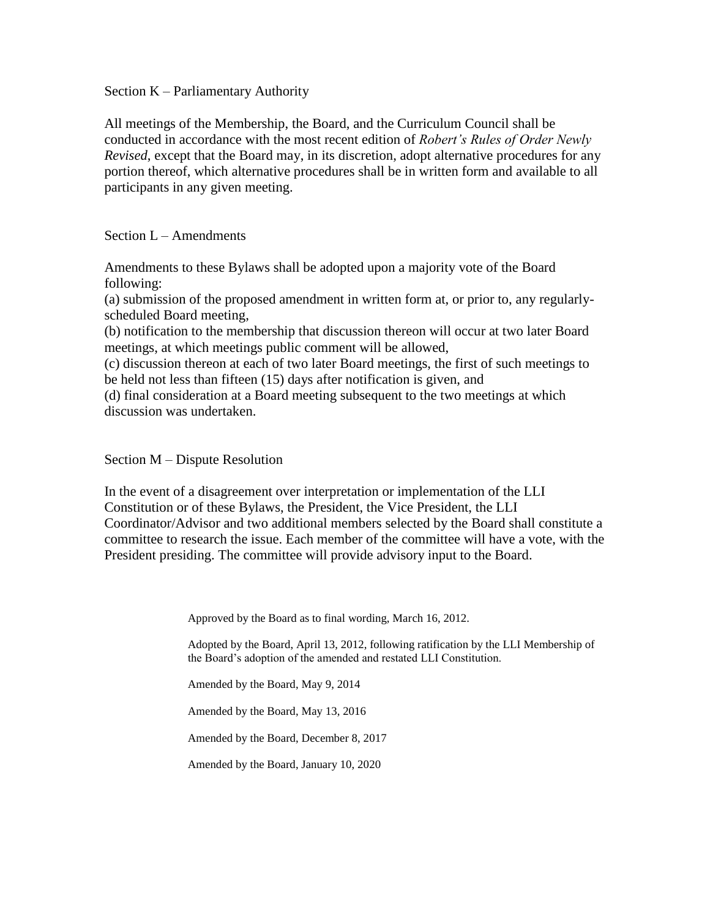## Section K – Parliamentary Authority

All meetings of the Membership, the Board, and the Curriculum Council shall be conducted in accordance with the most recent edition of *Robert's Rules of Order Newly Revised*, except that the Board may, in its discretion, adopt alternative procedures for any portion thereof, which alternative procedures shall be in written form and available to all participants in any given meeting.

## Section L – Amendments

Amendments to these Bylaws shall be adopted upon a majority vote of the Board following:

(a) submission of the proposed amendment in written form at, or prior to, any regularly-scheduled Board meeting,

(b) notification to the membership that discussion thereon will occur at two later Board meetings, at which meetings public comment will be allowed,

(c) discussion thereon at each of two later Board meetings, the first of such meetings to be held not less than fifteen (15) days after notification is given, and

(d) final consideration at a Board meeting subsequent to the two meetings at which discussion was undertaken.

## Section M – Dispute Resolution

In the event of a disagreement over interpretation or implementation of the LLI Constitution or of these Bylaws, the President, the Vice President, the LLI Coordinator/Advisor and two additional members selected by the Board shall constitute a committee to research the issue. Each member of the committee will have a vote, with the President presiding. The committee will provide advisory input to the Board.

Approved by the Board as to final wording, March 16, 2012.

Adopted by the Board, April 13, 2012, following ratification by the LLI Membership of the Board's adoption of the amended and restated LLI Constitution.

Amended by the Board, May 9, 2014

Amended by the Board, May 13, 2016

Amended by the Board, December 8, 2017

Amended by the Board, January 10, 2020